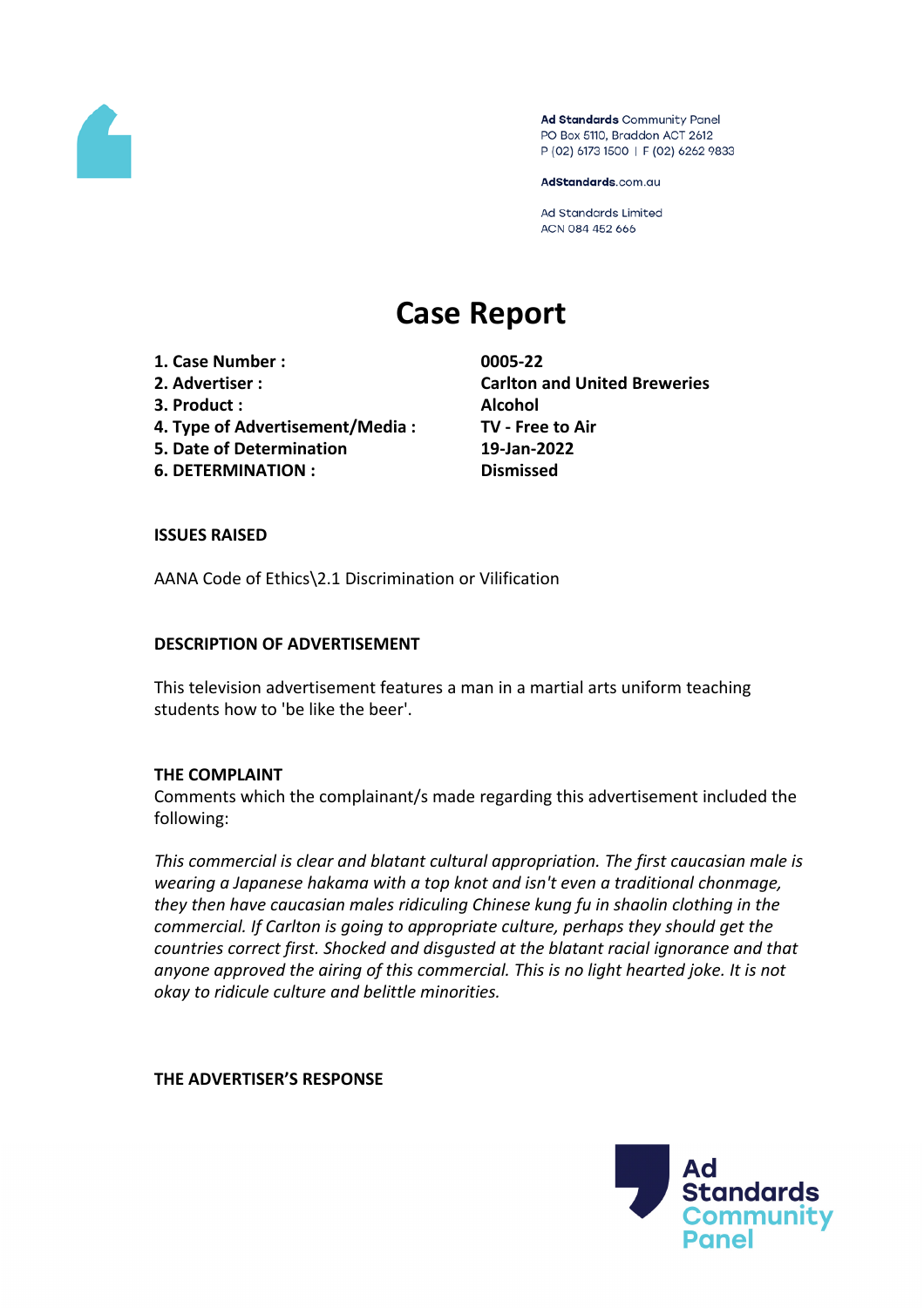Ad Standards Community Panel
PO Box 5110, Braddon ACT 2612
P (02) 6173 1500 | F (02) 6262 9833

AdStandards.com.au

Ad Standards Limited
ACN 084 452 666

# Case Report

| | |
|---|---|
| **1. Case Number :** | **0005-22** |
| **2. Advertiser :** | **Carlton and United Breweries** |
| **3. Product :** | **Alcohol** |
| **4. Type of Advertisement/Media :** | **TV - Free to Air** |
| **5. Date of Determination** | **19-Jan-2022** |
| **6. DETERMINATION :** | **Dismissed** |

**ISSUES RAISED**

AANA Code of Ethics\2.1 Discrimination or Vilification

**DESCRIPTION OF ADVERTISEMENT**

This television advertisement features a man in a martial arts uniform teaching students how to 'be like the beer'.

**THE COMPLAINT**

Comments which the complainant/s made regarding this advertisement included the following:

*This commercial is clear and blatant cultural appropriation. The first caucasian male is wearing a Japanese hakama with a top knot and isn't even a traditional chonmage, they then have caucasian males ridiculing Chinese kung fu in shaolin clothing in the commercial. If Carlton is going to appropriate culture, perhaps they should get the countries correct first. Shocked and disgusted at the blatant racial ignorance and that anyone approved the airing of this commercial. This is no light hearted joke. It is not okay to ridicule culture and belittle minorities.*

**THE ADVERTISER'S RESPONSE**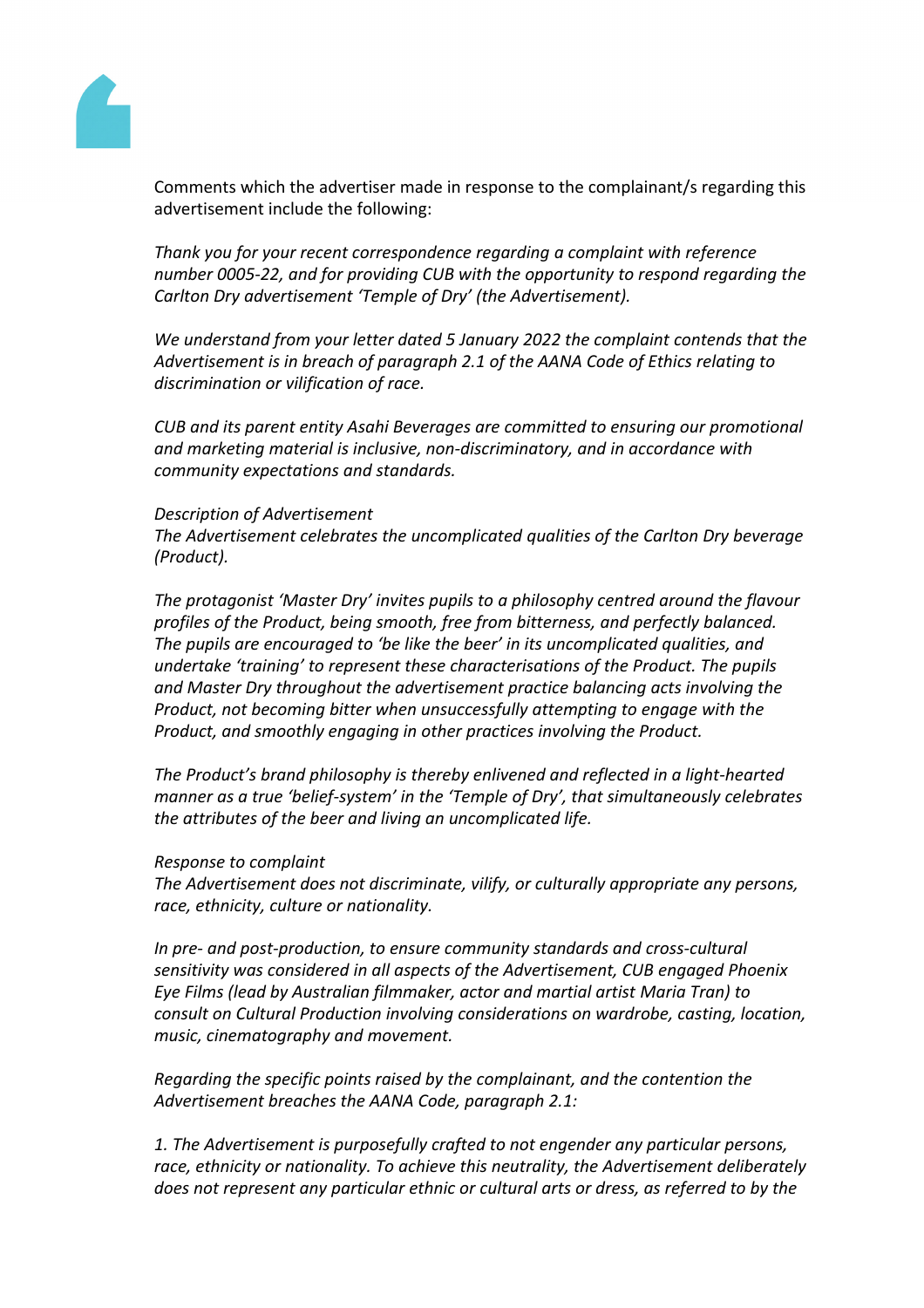Comments which the advertiser made in response to the complainant/s regarding this advertisement include the following:

*Thank you for your recent correspondence regarding a complaint with reference number 0005-22, and for providing CUB with the opportunity to respond regarding the Carlton Dry advertisement 'Temple of Dry' (the Advertisement).*

*We understand from your letter dated 5 January 2022 the complaint contends that the Advertisement is in breach of paragraph 2.1 of the AANA Code of Ethics relating to discrimination or vilification of race.*

*CUB and its parent entity Asahi Beverages are committed to ensuring our promotional and marketing material is inclusive, non-discriminatory, and in accordance with community expectations and standards.*

*Description of Advertisement*
*The Advertisement celebrates the uncomplicated qualities of the Carlton Dry beverage (Product).*

*The protagonist 'Master Dry' invites pupils to a philosophy centred around the flavour profiles of the Product, being smooth, free from bitterness, and perfectly balanced. The pupils are encouraged to 'be like the beer' in its uncomplicated qualities, and undertake 'training' to represent these characterisations of the Product. The pupils and Master Dry throughout the advertisement practice balancing acts involving the Product, not becoming bitter when unsuccessfully attempting to engage with the Product, and smoothly engaging in other practices involving the Product.*

*The Product's brand philosophy is thereby enlivened and reflected in a light-hearted manner as a true 'belief-system' in the 'Temple of Dry', that simultaneously celebrates the attributes of the beer and living an uncomplicated life.*

*Response to complaint*
*The Advertisement does not discriminate, vilify, or culturally appropriate any persons, race, ethnicity, culture or nationality.*

*In pre- and post-production, to ensure community standards and cross-cultural sensitivity was considered in all aspects of the Advertisement, CUB engaged Phoenix Eye Films (lead by Australian filmmaker, actor and martial artist Maria Tran) to consult on Cultural Production involving considerations on wardrobe, casting, location, music, cinematography and movement.*

*Regarding the specific points raised by the complainant, and the contention the Advertisement breaches the AANA Code, paragraph 2.1:*

*1. The Advertisement is purposefully crafted to not engender any particular persons, race, ethnicity or nationality. To achieve this neutrality, the Advertisement deliberately does not represent any particular ethnic or cultural arts or dress, as referred to by the*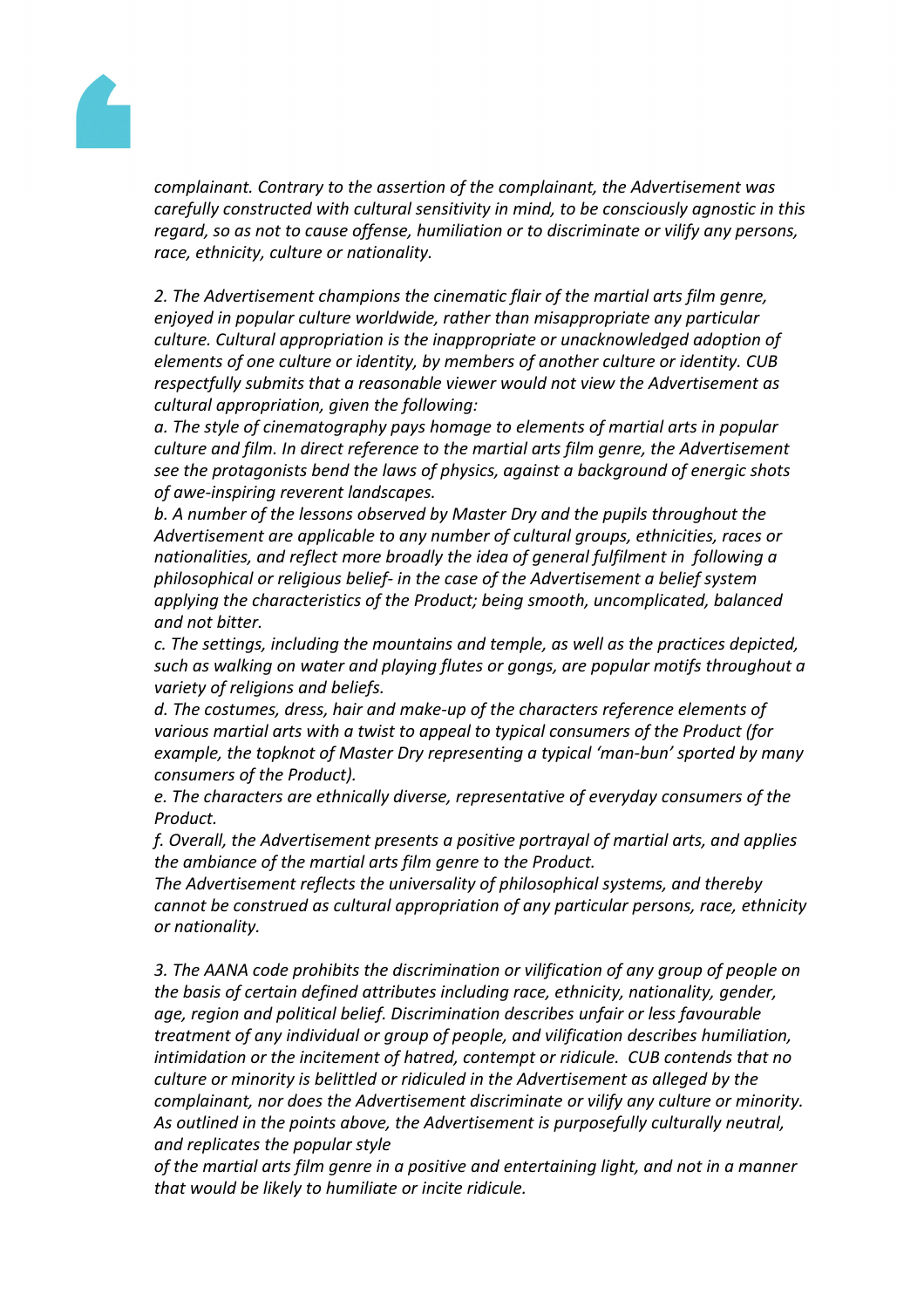*complainant. Contrary to the assertion of the complainant, the Advertisement was carefully constructed with cultural sensitivity in mind, to be consciously agnostic in this regard, so as not to cause offense, humiliation or to discriminate or vilify any persons, race, ethnicity, culture or nationality.*

*2. The Advertisement champions the cinematic flair of the martial arts film genre, enjoyed in popular culture worldwide, rather than misappropriate any particular culture. Cultural appropriation is the inappropriate or unacknowledged adoption of elements of one culture or identity, by members of another culture or identity. CUB respectfully submits that a reasonable viewer would not view the Advertisement as cultural appropriation, given the following:*

*a. The style of cinematography pays homage to elements of martial arts in popular culture and film. In direct reference to the martial arts film genre, the Advertisement see the protagonists bend the laws of physics, against a background of energic shots of awe-inspiring reverent landscapes.*

*b. A number of the lessons observed by Master Dry and the pupils throughout the Advertisement are applicable to any number of cultural groups, ethnicities, races or nationalities, and reflect more broadly the idea of general fulfilment in following a philosophical or religious belief- in the case of the Advertisement a belief system applying the characteristics of the Product; being smooth, uncomplicated, balanced and not bitter.*

*c. The settings, including the mountains and temple, as well as the practices depicted, such as walking on water and playing flutes or gongs, are popular motifs throughout a variety of religions and beliefs.*

*d. The costumes, dress, hair and make-up of the characters reference elements of various martial arts with a twist to appeal to typical consumers of the Product (for example, the topknot of Master Dry representing a typical 'man-bun' sported by many consumers of the Product).*

*e. The characters are ethnically diverse, representative of everyday consumers of the Product.*

*f. Overall, the Advertisement presents a positive portrayal of martial arts, and applies the ambiance of the martial arts film genre to the Product.*

*The Advertisement reflects the universality of philosophical systems, and thereby cannot be construed as cultural appropriation of any particular persons, race, ethnicity or nationality.*

*3. The AANA code prohibits the discrimination or vilification of any group of people on the basis of certain defined attributes including race, ethnicity, nationality, gender, age, region and political belief. Discrimination describes unfair or less favourable treatment of any individual or group of people, and vilification describes humiliation, intimidation or the incitement of hatred, contempt or ridicule. CUB contends that no culture or minority is belittled or ridiculed in the Advertisement as alleged by the complainant, nor does the Advertisement discriminate or vilify any culture or minority. As outlined in the points above, the Advertisement is purposefully culturally neutral, and replicates the popular style of the martial arts film genre in a positive and entertaining light, and not in a manner that would be likely to humiliate or incite ridicule.*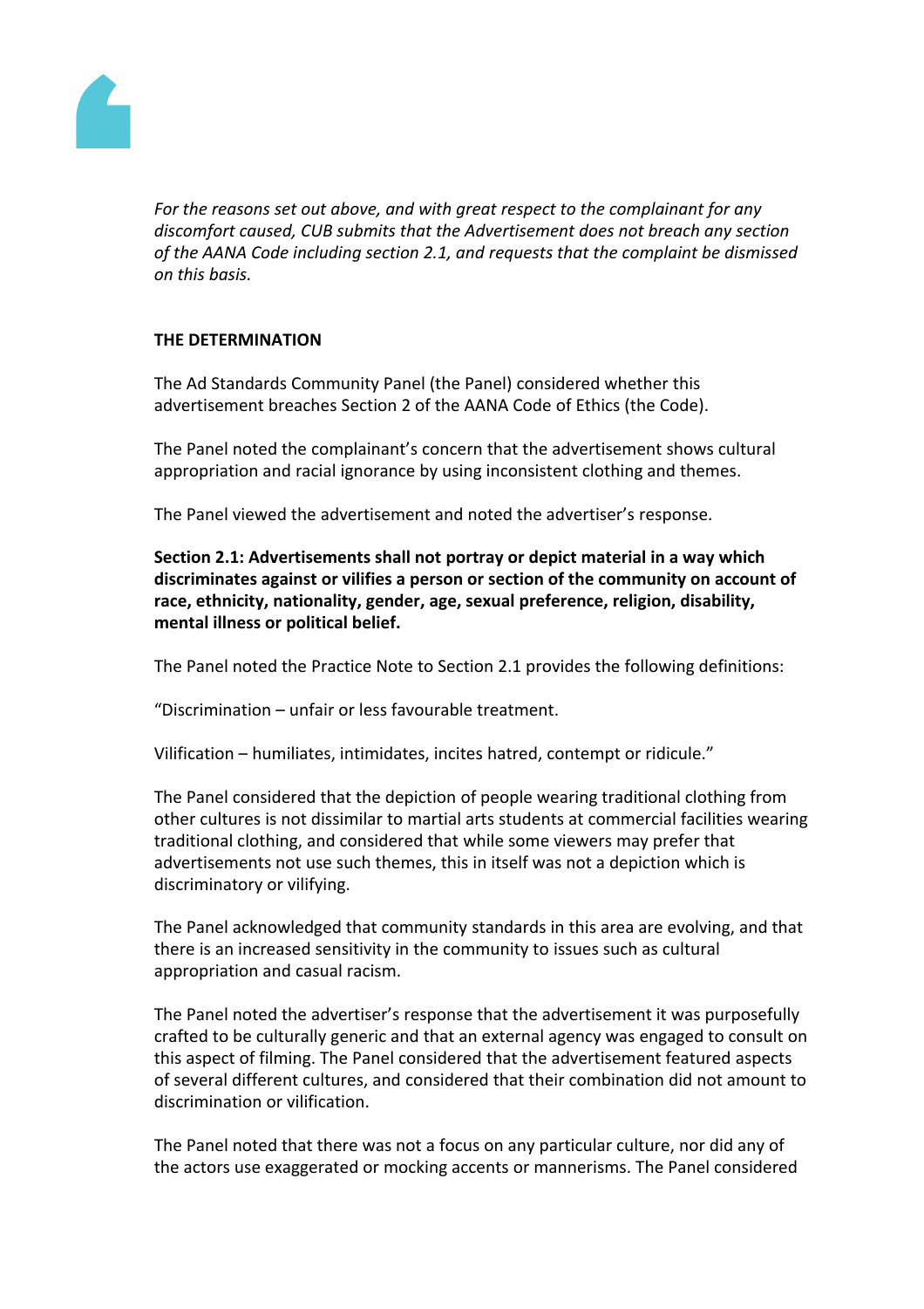*For the reasons set out above, and with great respect to the complainant for any discomfort caused, CUB submits that the Advertisement does not breach any section of the AANA Code including section 2.1, and requests that the complaint be dismissed on this basis.*

**THE DETERMINATION**

The Ad Standards Community Panel (the Panel) considered whether this advertisement breaches Section 2 of the AANA Code of Ethics (the Code).

The Panel noted the complainant's concern that the advertisement shows cultural appropriation and racial ignorance by using inconsistent clothing and themes.

The Panel viewed the advertisement and noted the advertiser's response.

**Section 2.1: Advertisements shall not portray or depict material in a way which discriminates against or vilifies a person or section of the community on account of race, ethnicity, nationality, gender, age, sexual preference, religion, disability, mental illness or political belief.**

The Panel noted the Practice Note to Section 2.1 provides the following definitions:

"Discrimination – unfair or less favourable treatment.

Vilification – humiliates, intimidates, incites hatred, contempt or ridicule."

The Panel considered that the depiction of people wearing traditional clothing from other cultures is not dissimilar to martial arts students at commercial facilities wearing traditional clothing, and considered that while some viewers may prefer that advertisements not use such themes, this in itself was not a depiction which is discriminatory or vilifying.

The Panel acknowledged that community standards in this area are evolving, and that there is an increased sensitivity in the community to issues such as cultural appropriation and casual racism.

The Panel noted the advertiser's response that the advertisement it was purposefully crafted to be culturally generic and that an external agency was engaged to consult on this aspect of filming. The Panel considered that the advertisement featured aspects of several different cultures, and considered that their combination did not amount to discrimination or vilification.

The Panel noted that there was not a focus on any particular culture, nor did any of the actors use exaggerated or mocking accents or mannerisms. The Panel considered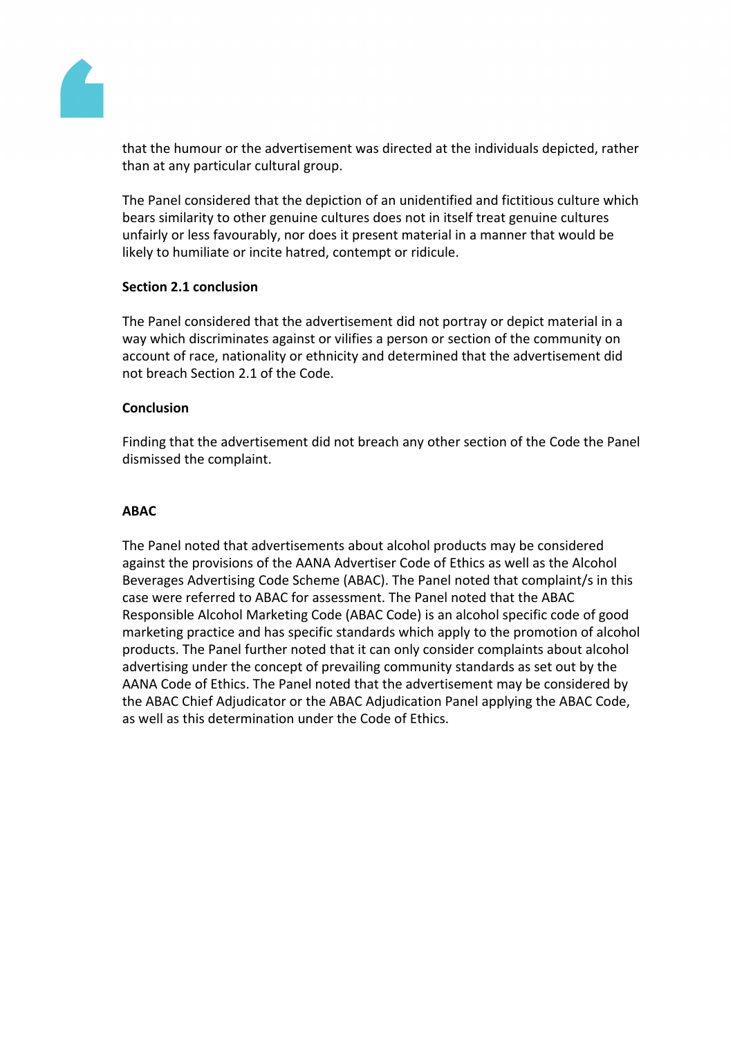that the humour or the advertisement was directed at the individuals depicted, rather than at any particular cultural group.

The Panel considered that the depiction of an unidentified and fictitious culture which bears similarity to other genuine cultures does not in itself treat genuine cultures unfairly or less favourably, nor does it present material in a manner that would be likely to humiliate or incite hatred, contempt or ridicule.

**Section 2.1 conclusion**

The Panel considered that the advertisement did not portray or depict material in a way which discriminates against or vilifies a person or section of the community on account of race, nationality or ethnicity and determined that the advertisement did not breach Section 2.1 of the Code.

**Conclusion**

Finding that the advertisement did not breach any other section of the Code the Panel dismissed the complaint.

**ABAC**

The Panel noted that advertisements about alcohol products may be considered against the provisions of the AANA Advertiser Code of Ethics as well as the Alcohol Beverages Advertising Code Scheme (ABAC). The Panel noted that complaint/s in this case were referred to ABAC for assessment. The Panel noted that the ABAC Responsible Alcohol Marketing Code (ABAC Code) is an alcohol specific code of good marketing practice and has specific standards which apply to the promotion of alcohol products. The Panel further noted that it can only consider complaints about alcohol advertising under the concept of prevailing community standards as set out by the AANA Code of Ethics. The Panel noted that the advertisement may be considered by the ABAC Chief Adjudicator or the ABAC Adjudication Panel applying the ABAC Code, as well as this determination under the Code of Ethics.